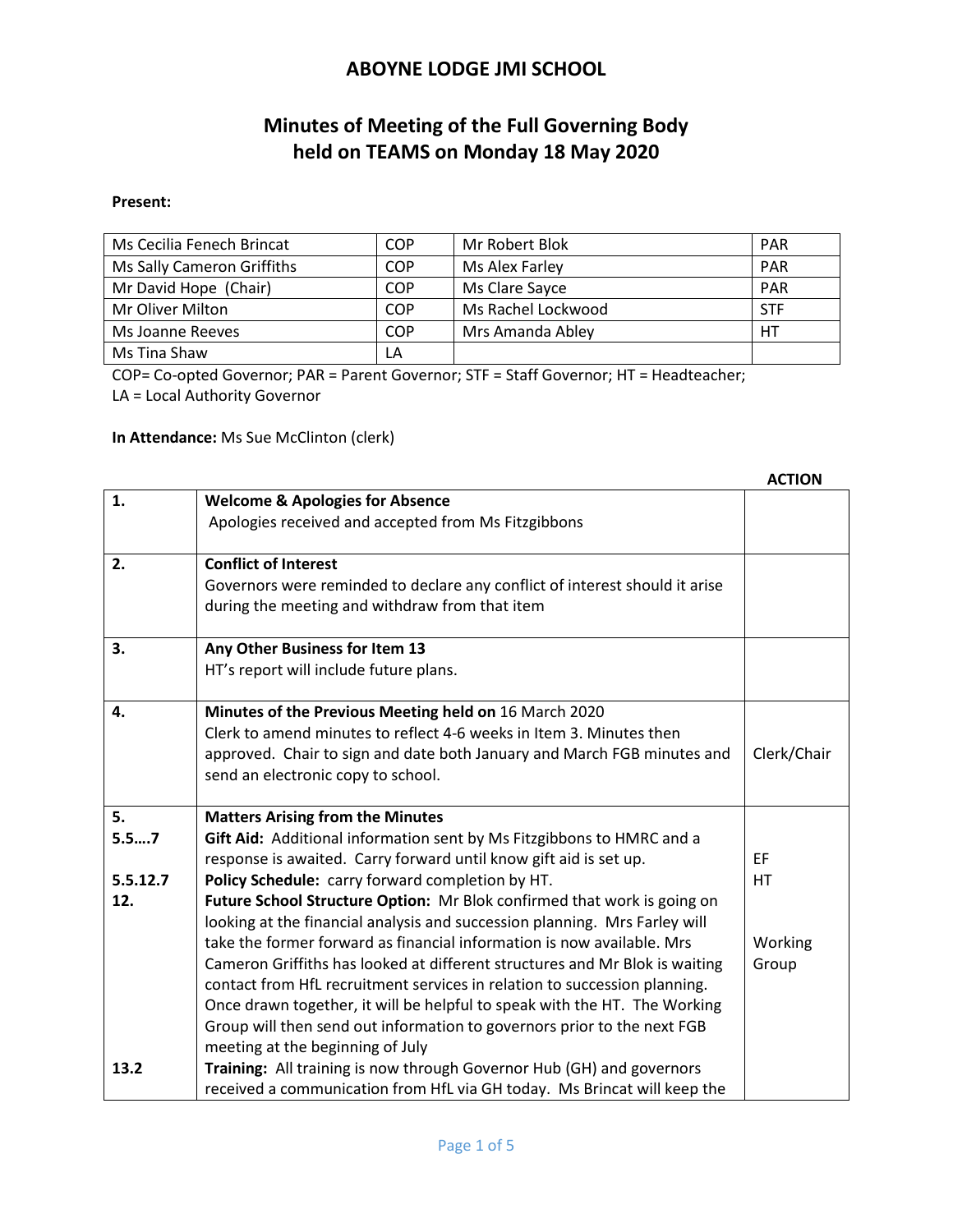# ABOYNE LODGE JMI SCHOOL

## Minutes of Meeting of the Full Governing Body held on TEAMS on Monday 18 May 2020

**Present:**

| | | | |
|---|---|---|---|
| Ms Cecilia Fenech Brincat | COP | Mr Robert Blok | PAR |
| Ms Sally Cameron Griffiths | COP | Ms Alex Farley | PAR |
| Mr David Hope (Chair) | COP | Ms Clare Sayce | PAR |
| Mr Oliver Milton | COP | Ms Rachel Lockwood | STF |
| Ms Joanne Reeves | COP | Mrs Amanda Abley | HT |
| Ms Tina Shaw | LA | | |

COP= Co-opted Governor; PAR = Parent Governor; STF = Staff Governor; HT = Headteacher; LA = Local Authority Governor

**In Attendance:** Ms Sue McClinton (clerk)

| | | **ACTION** |
|---|---|---|
| **1.** | **Welcome & Apologies for Absence**<br>Apologies received and accepted from Ms Fitzgibbons | |
| **2.** | **Conflict of Interest**<br>Governors were reminded to declare any conflict of interest should it arise during the meeting and withdraw from that item | |
| **3.** | **Any Other Business for Item 13**<br>HT's report will include future plans. | |
| **4.** | **Minutes of the Previous Meeting held on** 16 March 2020<br>Clerk to amend minutes to reflect 4-6 weeks in Item 3. Minutes then approved. Chair to sign and date both January and March FGB minutes and send an electronic copy to school. | Clerk/Chair |
| **5.**<br>**5.5….7** | **Matters Arising from the Minutes**<br>**Gift Aid:** Additional information sent by Ms Fitzgibbons to HMRC and a response is awaited. Carry forward until know gift aid is set up. | EF |
| **5.5.12.7** | **Policy Schedule:** carry forward completion by HT. | HT |
| **12.** | **Future School Structure Option:** Mr Blok confirmed that work is going on looking at the financial analysis and succession planning. Mrs Farley will take the former forward as financial information is now available. Mrs Cameron Griffiths has looked at different structures and Mr Blok is waiting contact from HfL recruitment services in relation to succession planning. Once drawn together, it will be helpful to speak with the HT. The Working Group will then send out information to governors prior to the next FGB meeting at the beginning of July | Working Group |
| **13.2** | **Training:** All training is now through Governor Hub (GH) and governors received a communication from HfL via GH today. Ms Brincat will keep the | |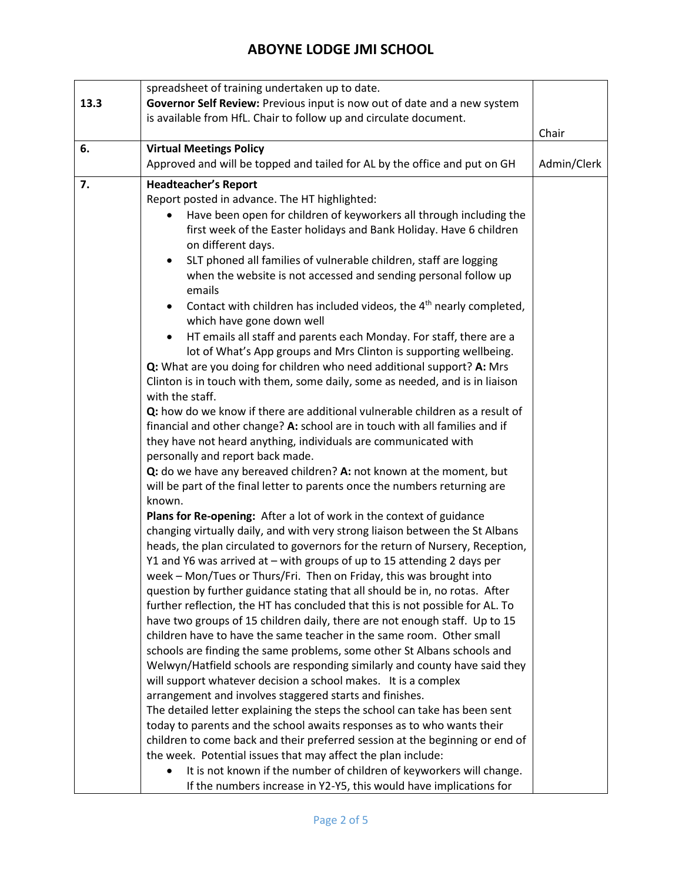| | | |
|---|---|---|
| 13.3 | spreadsheet of training undertaken up to date.<br>**Governor Self Review:** Previous input is now out of date and a new system is available from HfL. Chair to follow up and circulate document. | Chair |
| 6. | **Virtual Meetings Policy**<br>Approved and will be topped and tailed for AL by the office and put on GH | Admin/Clerk |
| 7. | **Headteacher's Report**<br>Report posted in advance. The HT highlighted:<br>• Have been open for children of keyworkers all through including the first week of the Easter holidays and Bank Holiday. Have 6 children on different days.<br>• SLT phoned all families of vulnerable children, staff are logging when the website is not accessed and sending personal follow up emails<br>• Contact with children has included videos, the 4th nearly completed, which have gone down well<br>• HT emails all staff and parents each Monday. For staff, there are a lot of What's App groups and Mrs Clinton is supporting wellbeing.<br>**Q:** What are you doing for children who need additional support? **A:** Mrs Clinton is in touch with them, some daily, some as needed, and is in liaison with the staff.<br>**Q:** how do we know if there are additional vulnerable children as a result of financial and other change? **A:** school are in touch with all families and if they have not heard anything, individuals are communicated with personally and report back made.<br>**Q:** do we have any bereaved children? **A:** not known at the moment, but will be part of the final letter to parents once the numbers returning are known.<br>**Plans for Re-opening:** After a lot of work in the context of guidance changing virtually daily, and with very strong liaison between the St Albans heads, the plan circulated to governors for the return of Nursery, Reception, Y1 and Y6 was arrived at – with groups of up to 15 attending 2 days per week – Mon/Tues or Thurs/Fri. Then on Friday, this was brought into question by further guidance stating that all should be in, no rotas. After further reflection, the HT has concluded that this is not possible for AL. To have two groups of 15 children daily, there are not enough staff. Up to 15 children have to have the same teacher in the same room. Other small schools are finding the same problems, some other St Albans schools and Welwyn/Hatfield schools are responding similarly and county have said they will support whatever decision a school makes. It is a complex arrangement and involves staggered starts and finishes.<br>The detailed letter explaining the steps the school can take has been sent today to parents and the school awaits responses as to who wants their children to come back and their preferred session at the beginning or end of the week. Potential issues that may affect the plan include:<br>• It is not known if the number of children of keyworkers will change. If the numbers increase in Y2-Y5, this would have implications for | |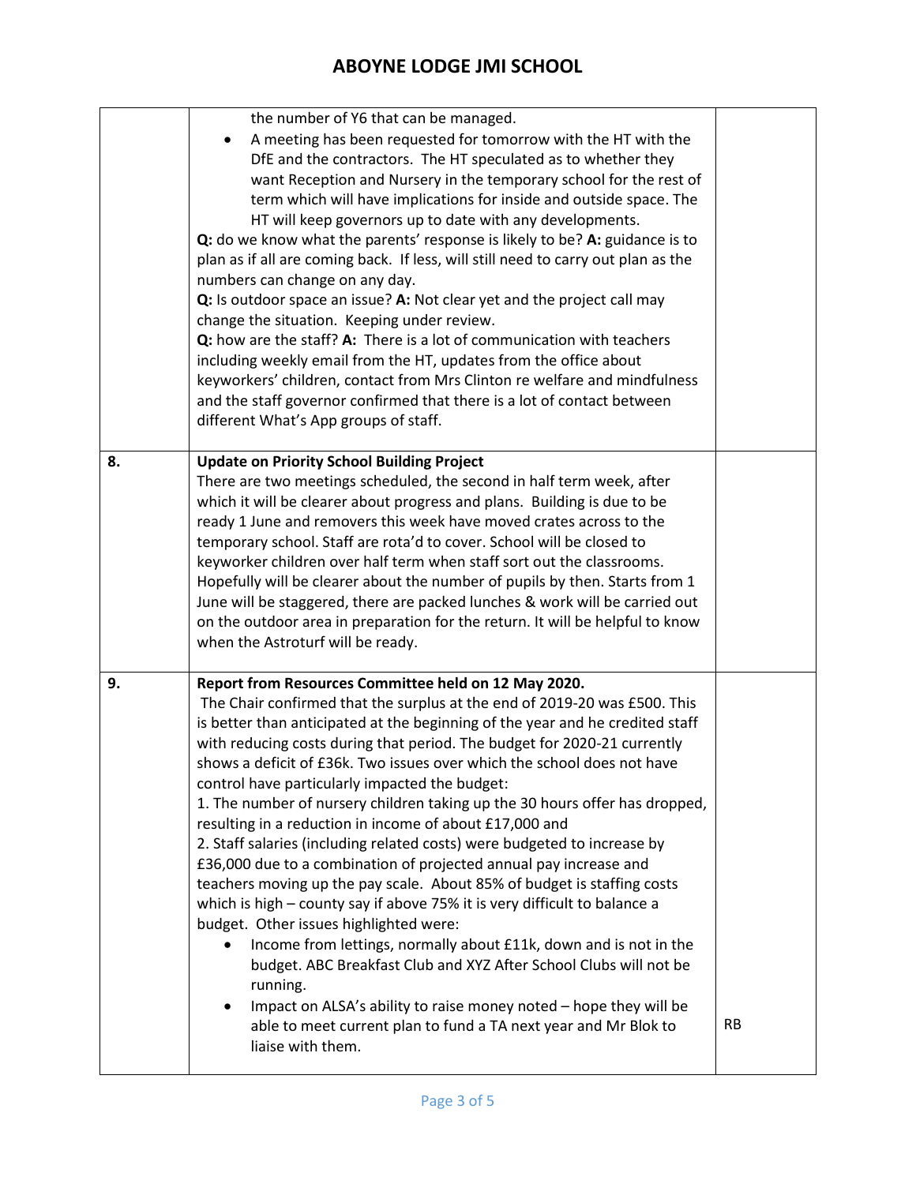# ABOYNE LODGE JMI SCHOOL

| | | |
|---|---|---|
| | the number of Y6 that can be managed.<br>• A meeting has been requested for tomorrow with the HT with the DfE and the contractors. The HT speculated as to whether they want Reception and Nursery in the temporary school for the rest of term which will have implications for inside and outside space. The HT will keep governors up to date with any developments.<br>**Q:** do we know what the parents' response is likely to be? **A:** guidance is to plan as if all are coming back. If less, will still need to carry out plan as the numbers can change on any day.<br>**Q:** Is outdoor space an issue? **A:** Not clear yet and the project call may change the situation. Keeping under review.<br>**Q:** how are the staff? **A:** There is a lot of communication with teachers including weekly email from the HT, updates from the office about keyworkers' children, contact from Mrs Clinton re welfare and mindfulness and the staff governor confirmed that there is a lot of contact between different What's App groups of staff. | |
| **8.** | **Update on Priority School Building Project**<br>There are two meetings scheduled, the second in half term week, after which it will be clearer about progress and plans. Building is due to be ready 1 June and removers this week have moved crates across to the temporary school. Staff are rota'd to cover. School will be closed to keyworker children over half term when staff sort out the classrooms. Hopefully will be clearer about the number of pupils by then. Starts from 1 June will be staggered, there are packed lunches & work will be carried out on the outdoor area in preparation for the return. It will be helpful to know when the Astroturf will be ready. | |
| **9.** | **Report from Resources Committee held on 12 May 2020.**<br>The Chair confirmed that the surplus at the end of 2019-20 was £500. This is better than anticipated at the beginning of the year and he credited staff with reducing costs during that period. The budget for 2020-21 currently shows a deficit of £36k. Two issues over which the school does not have control have particularly impacted the budget:<br>1. The number of nursery children taking up the 30 hours offer has dropped, resulting in a reduction in income of about £17,000 and<br>2. Staff salaries (including related costs) were budgeted to increase by £36,000 due to a combination of projected annual pay increase and teachers moving up the pay scale. About 85% of budget is staffing costs which is high – county say if above 75% it is very difficult to balance a budget. Other issues highlighted were:<br>• Income from lettings, normally about £11k, down and is not in the budget. ABC Breakfast Club and XYZ After School Clubs will not be running.<br>• Impact on ALSA's ability to raise money noted – hope they will be able to meet current plan to fund a TA next year and Mr Blok to liaise with them. | RB |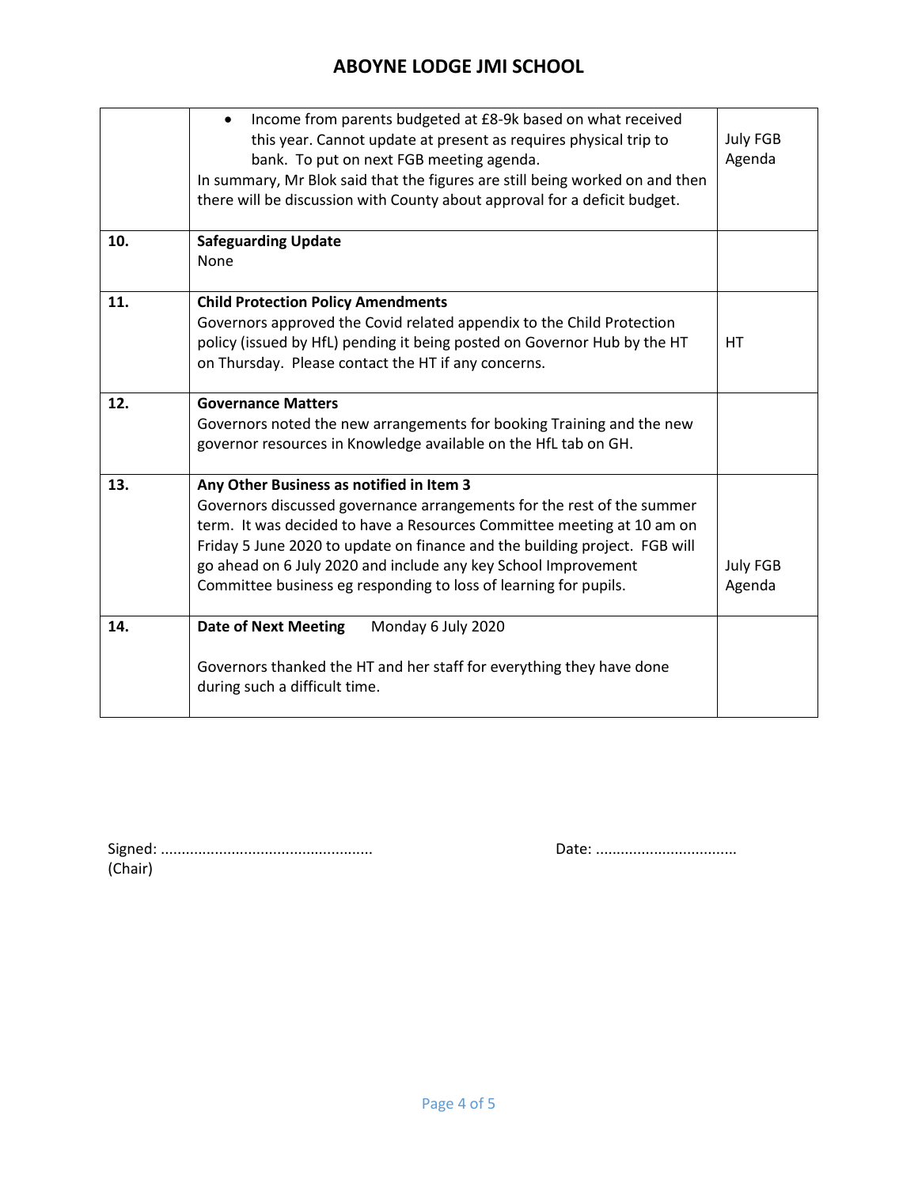# ABOYNE LODGE JMI SCHOOL

| | | |
|---|---|---|
| | • Income from parents budgeted at £8-9k based on what received this year. Cannot update at present as requires physical trip to bank. To put on next FGB meeting agenda.<br>In summary, Mr Blok said that the figures are still being worked on and then there will be discussion with County about approval for a deficit budget. | July FGB Agenda |
| **10.** | **Safeguarding Update**<br>None | |
| **11.** | **Child Protection Policy Amendments**<br>Governors approved the Covid related appendix to the Child Protection policy (issued by HfL) pending it being posted on Governor Hub by the HT on Thursday. Please contact the HT if any concerns. | HT |
| **12.** | **Governance Matters**<br>Governors noted the new arrangements for booking Training and the new governor resources in Knowledge available on the HfL tab on GH. | |
| **13.** | **Any Other Business as notified in Item 3**<br>Governors discussed governance arrangements for the rest of the summer term. It was decided to have a Resources Committee meeting at 10 am on Friday 5 June 2020 to update on finance and the building project. FGB will go ahead on 6 July 2020 and include any key School Improvement Committee business eg responding to loss of learning for pupils. | July FGB Agenda |
| **14.** | **Date of Next Meeting** Monday 6 July 2020<br><br>Governors thanked the HT and her staff for everything they have done during such a difficult time. | |

Signed: ................................................... (Chair)

Date: ..................................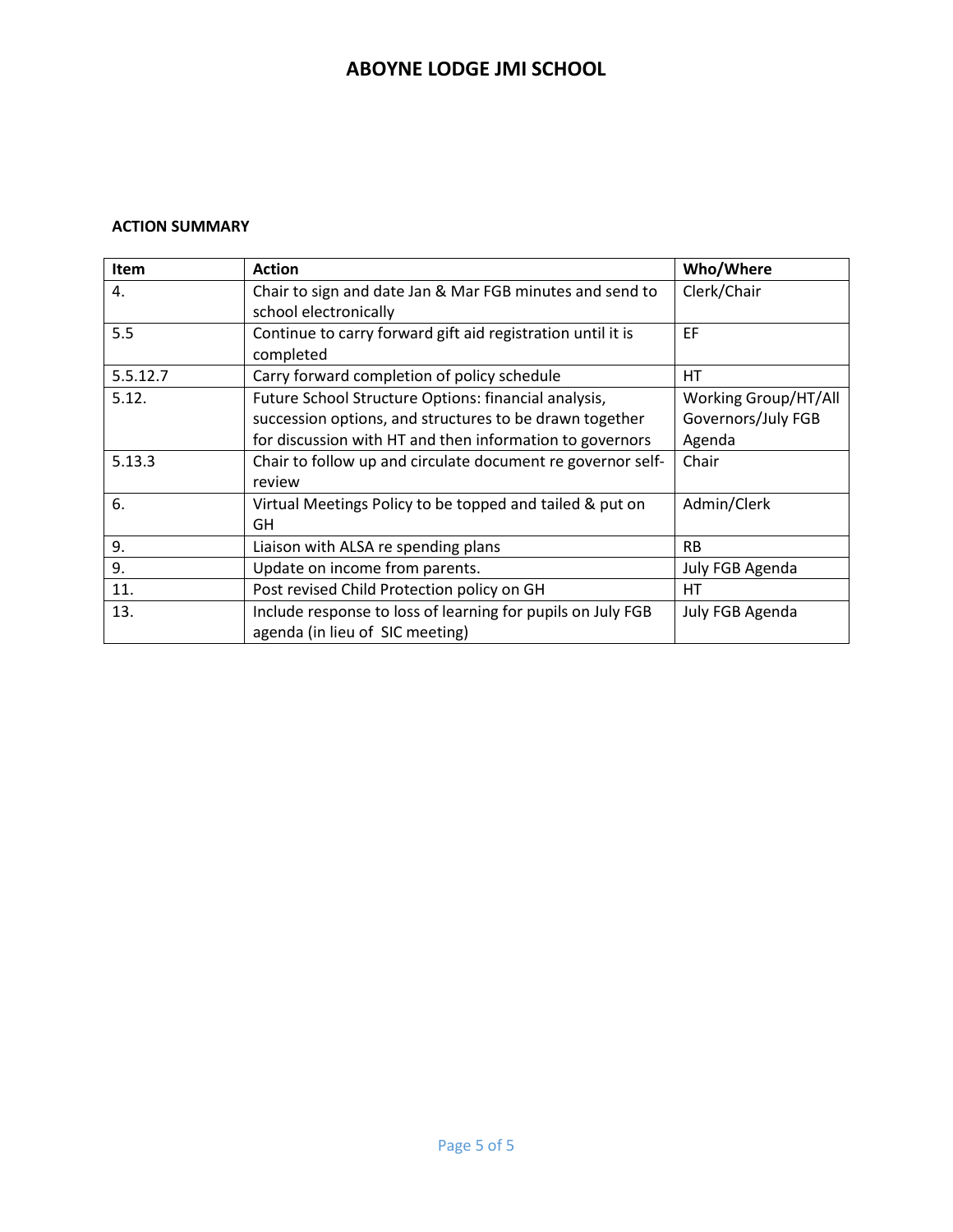**ACTION SUMMARY**

| Item | Action | Who/Where |
|---|---|---|
| 4. | Chair to sign and date Jan & Mar FGB minutes and send to school electronically | Clerk/Chair |
| 5.5 | Continue to carry forward gift aid registration until it is completed | EF |
| 5.5.12.7 | Carry forward completion of policy schedule | HT |
| 5.12. | Future School Structure Options: financial analysis, succession options, and structures to be drawn together for discussion with HT and then information to governors | Working Group/HT/All Governors/July FGB Agenda |
| 5.13.3 | Chair to follow up and circulate document re governor self-review | Chair |
| 6. | Virtual Meetings Policy to be topped and tailed & put on GH | Admin/Clerk |
| 9. | Liaison with ALSA re spending plans | RB |
| 9. | Update on income from parents. | July FGB Agenda |
| 11. | Post revised Child Protection policy on GH | HT |
| 13. | Include response to loss of learning for pupils on July FGB agenda (in lieu of SIC meeting) | July FGB Agenda |